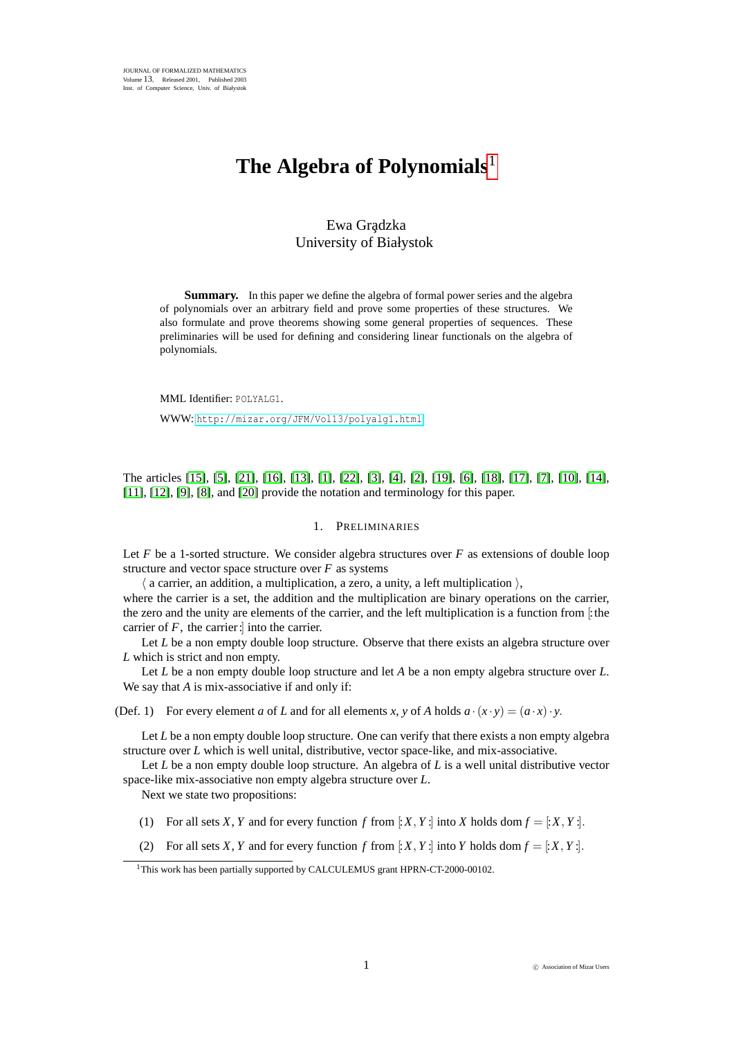# The Algebra of Polynomials[1]

Ewa Grądzka
University of Białystok

**Summary.** In this paper we define the algebra of formal power series and the algebra of polynomials over an arbitrary field and prove some properties of these structures. We also formulate and prove theorems showing some general properties of sequences. These preliminaries will be used for defining and considering linear functionals on the algebra of polynomials.

MML Identifier: POLYALG1.

WWW: http://mizar.org/JFM/Vol13/polyalg1.html

The articles [15], [5], [21], [16], [13], [1], [22], [3], [4], [2], [19], [6], [18], [17], [7], [10], [14], [11], [12], [9], [8], and [20] provide the notation and terminology for this paper.

## 1. Preliminaries

Let $F$ be a 1-sorted structure. We consider algebra structures over $F$ as extensions of double loop structure and vector space structure over $F$ as systems

⟨ a carrier, an addition, a multiplication, a zero, a unity, a left multiplication ⟩,

where the carrier is a set, the addition and the multiplication are binary operations on the carrier, the zero and the unity are elements of the carrier, and the left multiplication is a function from [:the carrier of $F$, the carrier:] into the carrier.

Let $L$ be a non empty double loop structure. Observe that there exists an algebra structure over $L$ which is strict and non empty.

Let $L$ be a non empty double loop structure and let $A$ be a non empty algebra structure over $L$. We say that $A$ is mix-associative if and only if:

(Def. 1) For every element $a$ of $L$ and for all elements $x, y$ of $A$ holds $a \cdot (x \cdot y) = (a \cdot x) \cdot y$.

Let $L$ be a non empty double loop structure. One can verify that there exists a non empty algebra structure over $L$ which is well unital, distributive, vector space-like, and mix-associative.

Let $L$ be a non empty double loop structure. An algebra of $L$ is a well unital distributive vector space-like mix-associative non empty algebra structure over $L$.

Next we state two propositions:

(1) For all sets $X, Y$ and for every function $f$ from $[: X, Y :]$ into $X$ holds $\operatorname{dom} f = [: X, Y :]$.

(2) For all sets $X, Y$ and for every function $f$ from $[: X, Y :]$ into $Y$ holds $\operatorname{dom} f = [: X, Y :]$.

[1] This work has been partially supported by CALCULEMUS grant HPRN-CT-2000-00102.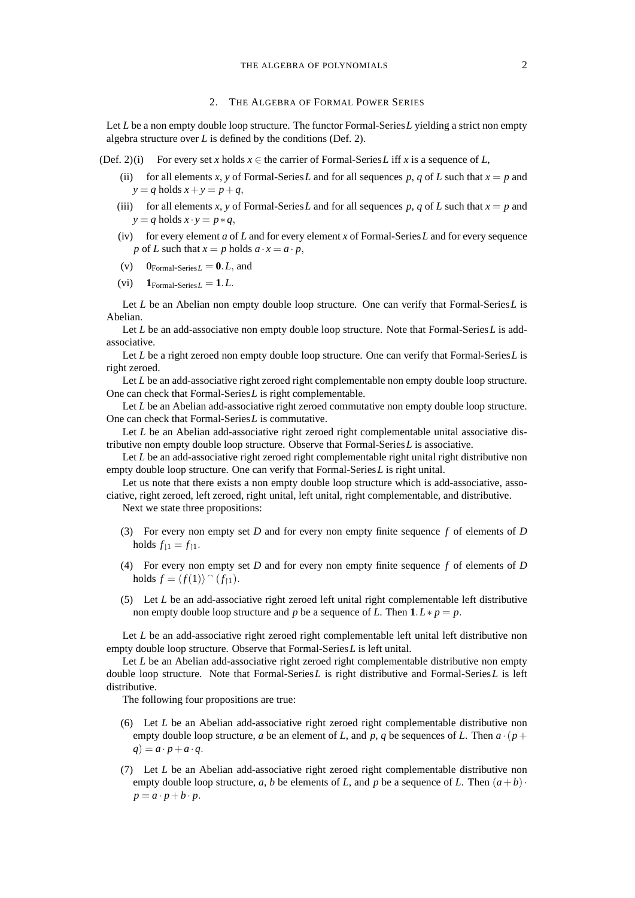## 2. The Algebra of Formal Power Series

Let $L$ be a non empty double loop structure. The functor Formal-Series$L$ yielding a strict non empty algebra structure over $L$ is defined by the conditions (Def. 2).

(Def. 2)(i) For every set $x$ holds $x \in$ the carrier of Formal-Series$L$ iff $x$ is a sequence of $L$,

(ii) for all elements $x, y$ of Formal-Series$L$ and for all sequences $p, q$ of $L$ such that $x = p$ and $y = q$ holds $x + y = p + q$,

(iii) for all elements $x, y$ of Formal-Series$L$ and for all sequences $p, q$ of $L$ such that $x = p$ and $y = q$ holds $x \cdot y = p * q$,

(iv) for every element $a$ of $L$ and for every element $x$ of Formal-Series$L$ and for every sequence $p$ of $L$ such that $x = p$ holds $a \cdot x = a \cdot p$,

(v) $0_{\text{Formal-Series}L} = \mathbf{0}.L$, and

(vi) $\mathbf{1}_{\text{Formal-Series}L} = \mathbf{1}.L$.

Let $L$ be an Abelian non empty double loop structure. One can verify that Formal-Series$L$ is Abelian.

Let $L$ be an add-associative non empty double loop structure. Note that Formal-Series$L$ is add-associative.

Let $L$ be a right zeroed non empty double loop structure. One can verify that Formal-Series$L$ is right zeroed.

Let $L$ be an add-associative right zeroed right complementable non empty double loop structure. One can check that Formal-Series$L$ is right complementable.

Let $L$ be an Abelian add-associative right zeroed commutative non empty double loop structure. One can check that Formal-Series$L$ is commutative.

Let $L$ be an Abelian add-associative right zeroed right complementable unital associative distributive non empty double loop structure. Observe that Formal-Series$L$ is associative.

Let $L$ be an add-associative right zeroed right complementable right unital right distributive non empty double loop structure. One can verify that Formal-Series$L$ is right unital.

Let us note that there exists a non empty double loop structure which is add-associative, associative, right zeroed, left zeroed, right unital, left unital, right complementable, and distributive.

Next we state three propositions:

(3) For every non empty set $D$ and for every non empty finite sequence $f$ of elements of $D$ holds $f_{\downharpoonleft 1} = f_{\upharpoonleft 1}$.

(4) For every non empty set $D$ and for every non empty finite sequence $f$ of elements of $D$ holds $f = \langle f(1) \rangle \frown (f_{\upharpoonleft 1})$.

(5) Let $L$ be an add-associative right zeroed left unital right complementable left distributive non empty double loop structure and $p$ be a sequence of $L$. Then $\mathbf{1}.L * p = p$.

Let $L$ be an add-associative right zeroed right complementable left unital left distributive non empty double loop structure. Observe that Formal-Series$L$ is left unital.

Let $L$ be an Abelian add-associative right zeroed right complementable distributive non empty double loop structure. Note that Formal-Series$L$ is right distributive and Formal-Series$L$ is left distributive.

The following four propositions are true:

(6) Let $L$ be an Abelian add-associative right zeroed right complementable distributive non empty double loop structure, $a$ be an element of $L$, and $p, q$ be sequences of $L$. Then $a \cdot (p + q) = a \cdot p + a \cdot q$.

(7) Let $L$ be an Abelian add-associative right zeroed right complementable distributive non empty double loop structure, $a, b$ be elements of $L$, and $p$ be a sequence of $L$. Then $(a + b) \cdot p = a \cdot p + b \cdot p$.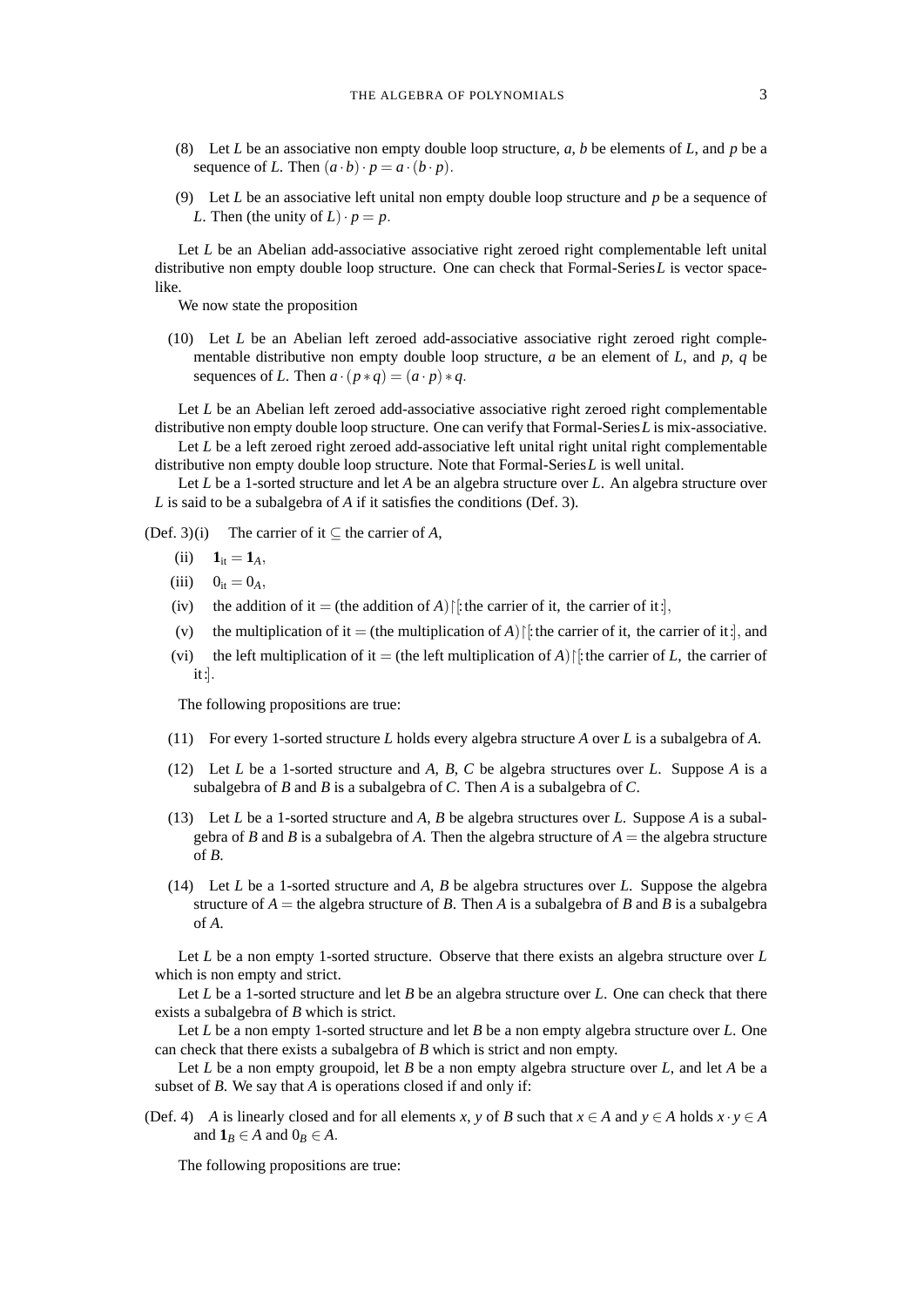(8) Let $L$ be an associative non empty double loop structure, $a$, $b$ be elements of $L$, and $p$ be a sequence of $L$. Then $(a \cdot b) \cdot p = a \cdot (b \cdot p)$.

(9) Let $L$ be an associative left unital non empty double loop structure and $p$ be a sequence of $L$. Then (the unity of $L$) $\cdot p = p$.

Let $L$ be an Abelian add-associative associative right zeroed right complementable left unital distributive non empty double loop structure. One can check that Formal-Series$L$ is vector space-like.

We now state the proposition

(10) Let $L$ be an Abelian left zeroed add-associative associative right zeroed right complementable distributive non empty double loop structure, $a$ be an element of $L$, and $p$, $q$ be sequences of $L$. Then $a \cdot (p * q) = (a \cdot p) * q$.

Let $L$ be an Abelian left zeroed add-associative associative right zeroed right complementable distributive non empty double loop structure. One can verify that Formal-Series$L$ is mix-associative.

Let $L$ be a left zeroed right zeroed add-associative left unital right unital right complementable distributive non empty double loop structure. Note that Formal-Series$L$ is well unital.

Let $L$ be a 1-sorted structure and let $A$ be an algebra structure over $L$. An algebra structure over $L$ is said to be a subalgebra of $A$ if it satisfies the conditions (Def. 3).

(Def. 3)(i) The carrier of it $\subseteq$ the carrier of $A$,

(ii) $\mathbf{1}_{\rm it} = \mathbf{1}_A$,

(iii) $0_{\rm it} = 0_A$,

(iv) the addition of it $=$ (the addition of $A$)$\restriction$[:the carrier of it, the carrier of it:],

(v) the multiplication of it $=$ (the multiplication of $A$)$\restriction$[:the carrier of it, the carrier of it:], and

(vi) the left multiplication of it $=$ (the left multiplication of $A$)$\restriction$[:the carrier of $L$, the carrier of it:].

The following propositions are true:

(11) For every 1-sorted structure $L$ holds every algebra structure $A$ over $L$ is a subalgebra of $A$.

(12) Let $L$ be a 1-sorted structure and $A$, $B$, $C$ be algebra structures over $L$. Suppose $A$ is a subalgebra of $B$ and $B$ is a subalgebra of $C$. Then $A$ is a subalgebra of $C$.

(13) Let $L$ be a 1-sorted structure and $A$, $B$ be algebra structures over $L$. Suppose $A$ is a subalgebra of $B$ and $B$ is a subalgebra of $A$. Then the algebra structure of $A =$ the algebra structure of $B$.

(14) Let $L$ be a 1-sorted structure and $A$, $B$ be algebra structures over $L$. Suppose the algebra structure of $A =$ the algebra structure of $B$. Then $A$ is a subalgebra of $B$ and $B$ is a subalgebra of $A$.

Let $L$ be a non empty 1-sorted structure. Observe that there exists an algebra structure over $L$ which is non empty and strict.

Let $L$ be a 1-sorted structure and let $B$ be an algebra structure over $L$. One can check that there exists a subalgebra of $B$ which is strict.

Let $L$ be a non empty 1-sorted structure and let $B$ be a non empty algebra structure over $L$. One can check that there exists a subalgebra of $B$ which is strict and non empty.

Let $L$ be a non empty groupoid, let $B$ be a non empty algebra structure over $L$, and let $A$ be a subset of $B$. We say that $A$ is operations closed if and only if:

(Def. 4) $A$ is linearly closed and for all elements $x$, $y$ of $B$ such that $x \in A$ and $y \in A$ holds $x \cdot y \in A$ and $\mathbf{1}_B \in A$ and $0_B \in A$.

The following propositions are true: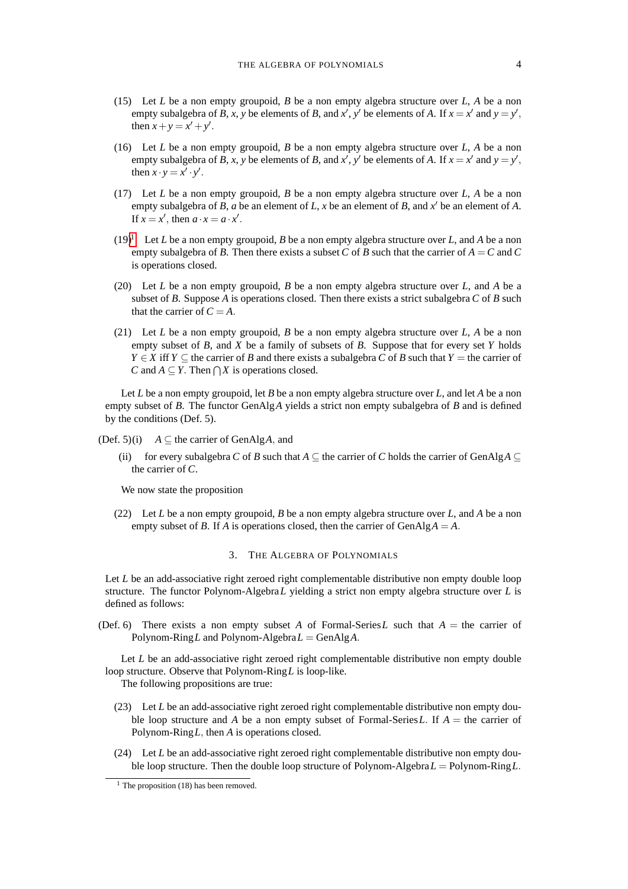(15) Let $L$ be a non empty groupoid, $B$ be a non empty algebra structure over $L$, $A$ be a non empty subalgebra of $B$, $x$, $y$ be elements of $B$, and $x'$, $y'$ be elements of $A$. If $x = x'$ and $y = y'$, then $x + y = x' + y'$.

(16) Let $L$ be a non empty groupoid, $B$ be a non empty algebra structure over $L$, $A$ be a non empty subalgebra of $B$, $x$, $y$ be elements of $B$, and $x'$, $y'$ be elements of $A$. If $x = x'$ and $y = y'$, then $x \cdot y = x' \cdot y'$.

(17) Let $L$ be a non empty groupoid, $B$ be a non empty algebra structure over $L$, $A$ be a non empty subalgebra of $B$, $a$ be an element of $L$, $x$ be an element of $B$, and $x'$ be an element of $A$. If $x = x'$, then $a \cdot x = a \cdot x'$.

(19)[1] Let $L$ be a non empty groupoid, $B$ be a non empty algebra structure over $L$, and $A$ be a non empty subalgebra of $B$. Then there exists a subset $C$ of $B$ such that the carrier of $A = C$ and $C$ is operations closed.

(20) Let $L$ be a non empty groupoid, $B$ be a non empty algebra structure over $L$, and $A$ be a subset of $B$. Suppose $A$ is operations closed. Then there exists a strict subalgebra $C$ of $B$ such that the carrier of $C = A$.

(21) Let $L$ be a non empty groupoid, $B$ be a non empty algebra structure over $L$, $A$ be a non empty subset of $B$, and $X$ be a family of subsets of $B$. Suppose that for every set $Y$ holds $Y \in X$ iff $Y \subseteq$ the carrier of $B$ and there exists a subalgebra $C$ of $B$ such that $Y =$ the carrier of $C$ and $A \subseteq Y$. Then $\bigcap X$ is operations closed.

Let $L$ be a non empty groupoid, let $B$ be a non empty algebra structure over $L$, and let $A$ be a non empty subset of $B$. The functor GenAlg$A$ yields a strict non empty subalgebra of $B$ and is defined by the conditions (Def. 5).

(Def. 5)(i) $A \subseteq$ the carrier of GenAlg$A$, and

(ii) for every subalgebra $C$ of $B$ such that $A \subseteq$ the carrier of $C$ holds the carrier of GenAlg$A \subseteq$ the carrier of $C$.

We now state the proposition

(22) Let $L$ be a non empty groupoid, $B$ be a non empty algebra structure over $L$, and $A$ be a non empty subset of $B$. If $A$ is operations closed, then the carrier of GenAlg$A = A$.

## 3. The Algebra of Polynomials

Let $L$ be an add-associative right zeroed right complementable distributive non empty double loop structure. The functor Polynom-Algebra$L$ yielding a strict non empty algebra structure over $L$ is defined as follows:

(Def. 6) There exists a non empty subset $A$ of Formal-Series$L$ such that $A =$ the carrier of Polynom-Ring$L$ and Polynom-Algebra$L =$ GenAlg$A$.

Let $L$ be an add-associative right zeroed right complementable distributive non empty double loop structure. Observe that Polynom-Ring$L$ is loop-like.

The following propositions are true:

(23) Let $L$ be an add-associative right zeroed right complementable distributive non empty double loop structure and $A$ be a non empty subset of Formal-Series$L$. If $A =$ the carrier of Polynom-Ring$L$, then $A$ is operations closed.

(24) Let $L$ be an add-associative right zeroed right complementable distributive non empty double loop structure. Then the double loop structure of Polynom-Algebra$L =$ Polynom-Ring$L$.

[1] The proposition (18) has been removed.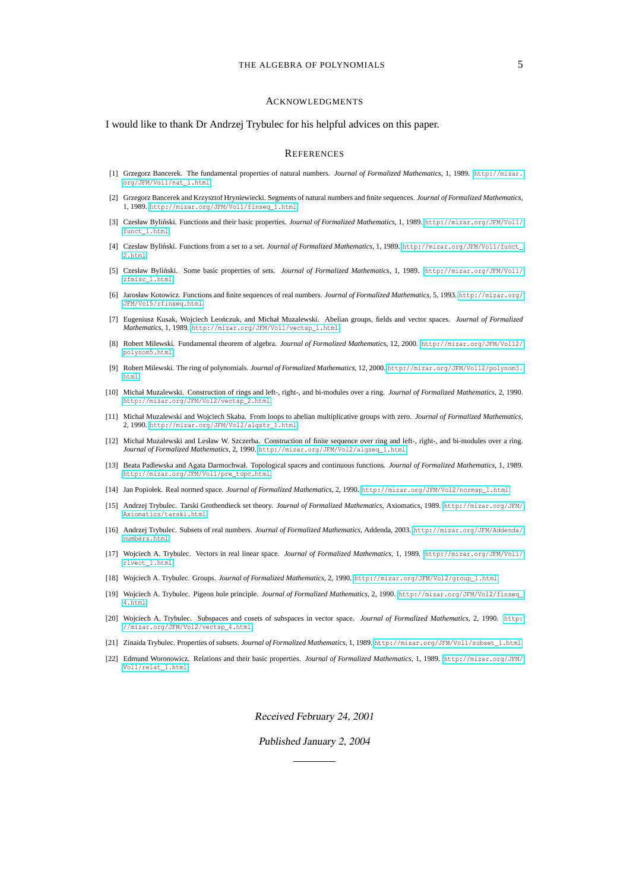## Acknowledgments

I would like to thank Dr Andrzej Trybulec for his helpful advices on this paper.

## References

[1] Grzegorz Bancerek. The fundamental properties of natural numbers. *Journal of Formalized Mathematics*, 1, 1989. http://mizar.org/JFM/Vol1/nat_1.html.

[2] Grzegorz Bancerek and Krzysztof Hryniewiecki. Segments of natural numbers and finite sequences. *Journal of Formalized Mathematics*, 1, 1989. http://mizar.org/JFM/Vol1/finseq_1.html.

[3] Czesław Byliński. Functions and their basic properties. *Journal of Formalized Mathematics*, 1, 1989. http://mizar.org/JFM/Vol1/funct_1.html.

[4] Czesław Byliński. Functions from a set to a set. *Journal of Formalized Mathematics*, 1, 1989. http://mizar.org/JFM/Vol1/funct_2.html.

[5] Czesław Byliński. Some basic properties of sets. *Journal of Formalized Mathematics*, 1, 1989. http://mizar.org/JFM/Vol1/zfmisc_1.html.

[6] Jarosław Kotowicz. Functions and finite sequences of real numbers. *Journal of Formalized Mathematics*, 5, 1993. http://mizar.org/JFM/Vol5/rfinseq.html.

[7] Eugeniusz Kusak, Wojciech Leończuk, and Michał Muzalewski. Abelian groups, fields and vector spaces. *Journal of Formalized Mathematics*, 1, 1989. http://mizar.org/JFM/Vol1/vectsp_1.html.

[8] Robert Milewski. Fundamental theorem of algebra. *Journal of Formalized Mathematics*, 12, 2000. http://mizar.org/JFM/Vol12/polynom5.html.

[9] Robert Milewski. The ring of polynomials. *Journal of Formalized Mathematics*, 12, 2000. http://mizar.org/JFM/Vol12/polynom3.html.

[10] Michał Muzalewski. Construction of rings and left-, right-, and bi-modules over a ring. *Journal of Formalized Mathematics*, 2, 1990. http://mizar.org/JFM/Vol2/vectsp_2.html.

[11] Michał Muzalewski and Wojciech Skaba. From loops to abelian multiplicative groups with zero. *Journal of Formalized Mathematics*, 2, 1990. http://mizar.org/JFM/Vol2/algstr_1.html.

[12] Michał Muzalewski and Lesław W. Szczerba. Construction of finite sequence over ring and left-, right-, and bi-modules over a ring. *Journal of Formalized Mathematics*, 2, 1990. http://mizar.org/JFM/Vol2/algseq_1.html.

[13] Beata Padlewska and Agata Darmochwał. Topological spaces and continuous functions. *Journal of Formalized Mathematics*, 1, 1989. http://mizar.org/JFM/Vol1/pre_topc.html.

[14] Jan Popiołek. Real normed space. *Journal of Formalized Mathematics*, 2, 1990. http://mizar.org/JFM/Vol2/normsp_1.html.

[15] Andrzej Trybulec. Tarski Grothendieck set theory. *Journal of Formalized Mathematics*, Axiomatics, 1989. http://mizar.org/JFM/Axiomatics/tarski.html.

[16] Andrzej Trybulec. Subsets of real numbers. *Journal of Formalized Mathematics*, Addenda, 2003. http://mizar.org/JFM/Addenda/numbers.html.

[17] Wojciech A. Trybulec. Vectors in real linear space. *Journal of Formalized Mathematics*, 1, 1989. http://mizar.org/JFM/Vol1/rlvect_1.html.

[18] Wojciech A. Trybulec. Groups. *Journal of Formalized Mathematics*, 2, 1990. http://mizar.org/JFM/Vol2/group_1.html.

[19] Wojciech A. Trybulec. Pigeon hole principle. *Journal of Formalized Mathematics*, 2, 1990. http://mizar.org/JFM/Vol2/finseq_4.html.

[20] Wojciech A. Trybulec. Subspaces and cosets of subspaces in vector space. *Journal of Formalized Mathematics*, 2, 1990. http://mizar.org/JFM/Vol2/vectsp_4.html.

[21] Zinaida Trybulec. Properties of subsets. *Journal of Formalized Mathematics*, 1, 1989. http://mizar.org/JFM/Vol1/subset_1.html.

[22] Edmund Woronowicz. Relations and their basic properties. *Journal of Formalized Mathematics*, 1, 1989. http://mizar.org/JFM/Vol1/relat_1.html.

*Received February 24, 2001*

*Published January 2, 2004*